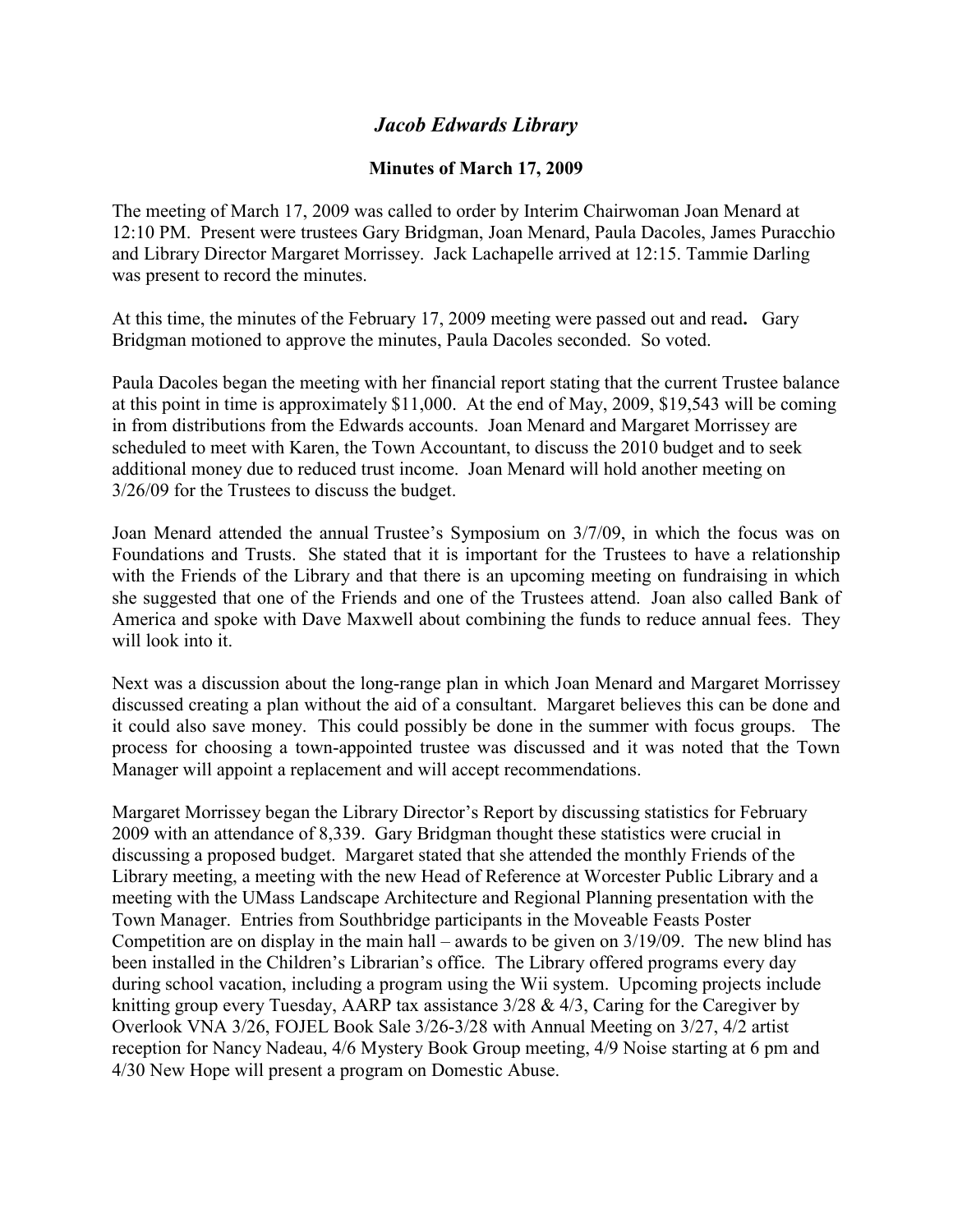# *Jacob Edwards Library*

**Minutes of March 17, 2009**

The meeting of March 17, 2009 was called to order by Interim Chairwoman Joan Menard at 12:10 PM. Present were trustees Gary Bridgman, Joan Menard, Paula Dacoles, James Puracchio and Library Director Margaret Morrissey. Jack Lachapelle arrived at 12:15. Tammie Darling was present to record the minutes.

At this time, the minutes of the February 17, 2009 meeting were passed out and read**.** Gary Bridgman motioned to approve the minutes, Paula Dacoles seconded. So voted.

Paula Dacoles began the meeting with her financial report stating that the current Trustee balance at this point in time is approximately $11,000. At the end of May, 2009, $19,543 will be coming in from distributions from the Edwards accounts. Joan Menard and Margaret Morrissey are scheduled to meet with Karen, the Town Accountant, to discuss the 2010 budget and to seek additional money due to reduced trust income. Joan Menard will hold another meeting on 3/26/09 for the Trustees to discuss the budget.

Joan Menard attended the annual Trustee's Symposium on 3/7/09, in which the focus was on Foundations and Trusts. She stated that it is important for the Trustees to have a relationship with the Friends of the Library and that there is an upcoming meeting on fundraising in which she suggested that one of the Friends and one of the Trustees attend. Joan also called Bank of America and spoke with Dave Maxwell about combining the funds to reduce annual fees. They will look into it.

Next was a discussion about the long-range plan in which Joan Menard and Margaret Morrissey discussed creating a plan without the aid of a consultant. Margaret believes this can be done and it could also save money. This could possibly be done in the summer with focus groups. The process for choosing a town-appointed trustee was discussed and it was noted that the Town Manager will appoint a replacement and will accept recommendations.

Margaret Morrissey began the Library Director's Report by discussing statistics for February 2009 with an attendance of 8,339. Gary Bridgman thought these statistics were crucial in discussing a proposed budget. Margaret stated that she attended the monthly Friends of the Library meeting, a meeting with the new Head of Reference at Worcester Public Library and a meeting with the UMass Landscape Architecture and Regional Planning presentation with the Town Manager. Entries from Southbridge participants in the Moveable Feasts Poster Competition are on display in the main hall – awards to be given on 3/19/09. The new blind has been installed in the Children's Librarian's office. The Library offered programs every day during school vacation, including a program using the Wii system. Upcoming projects include knitting group every Tuesday, AARP tax assistance 3/28 & 4/3, Caring for the Caregiver by Overlook VNA 3/26, FOJEL Book Sale 3/26-3/28 with Annual Meeting on 3/27, 4/2 artist reception for Nancy Nadeau, 4/6 Mystery Book Group meeting, 4/9 Noise starting at 6 pm and 4/30 New Hope will present a program on Domestic Abuse.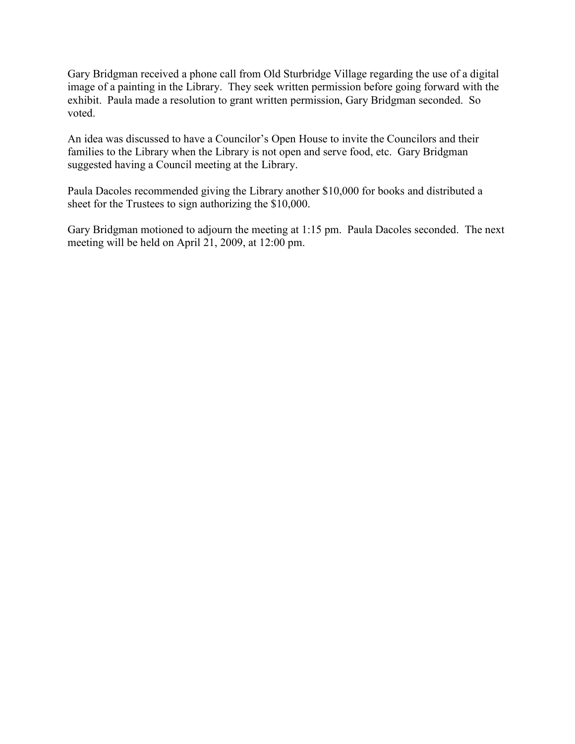Gary Bridgman received a phone call from Old Sturbridge Village regarding the use of a digital image of a painting in the Library. They seek written permission before going forward with the exhibit. Paula made a resolution to grant written permission, Gary Bridgman seconded. So voted.

An idea was discussed to have a Councilor's Open House to invite the Councilors and their families to the Library when the Library is not open and serve food, etc. Gary Bridgman suggested having a Council meeting at the Library.

Paula Dacoles recommended giving the Library another $10,000 for books and distributed a sheet for the Trustees to sign authorizing the $10,000.

Gary Bridgman motioned to adjourn the meeting at 1:15 pm. Paula Dacoles seconded. The next meeting will be held on April 21, 2009, at 12:00 pm.